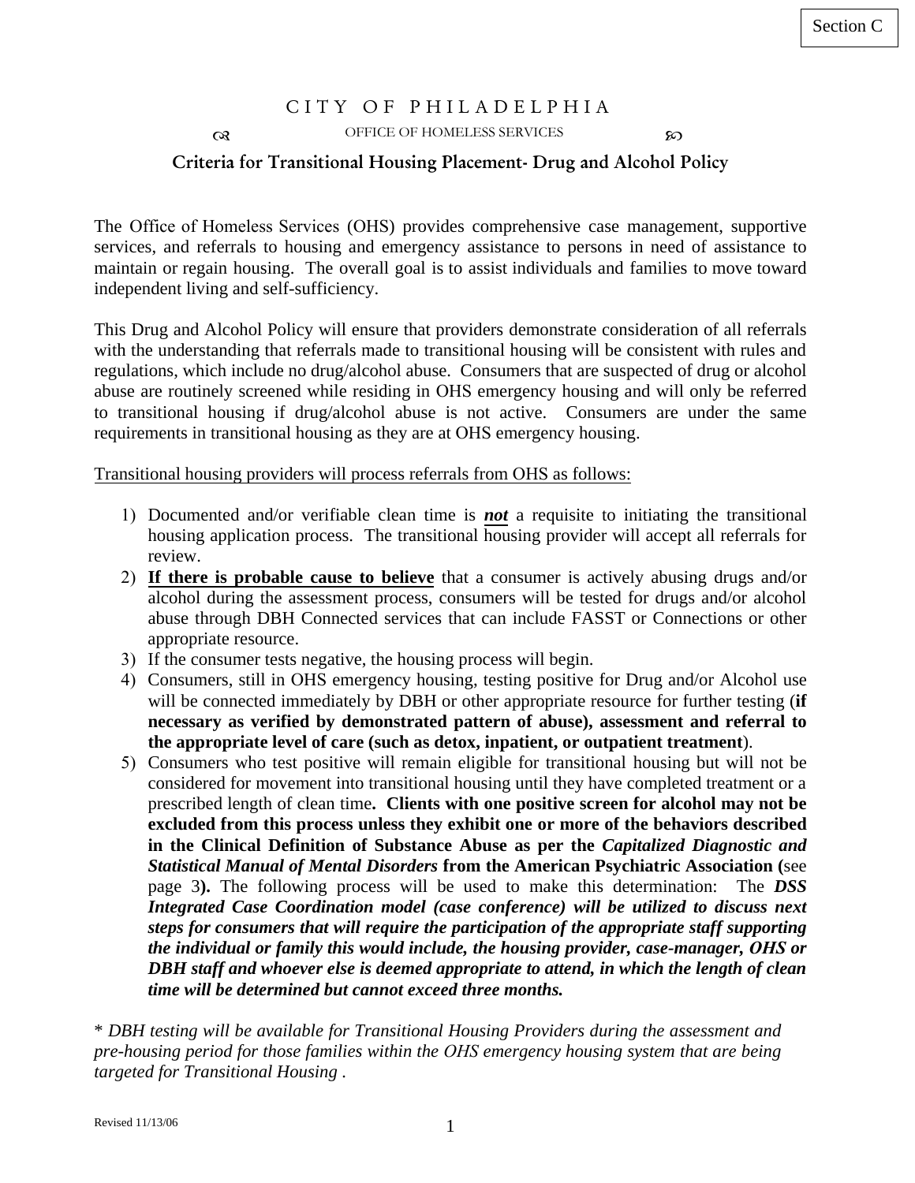Section C

CITY OF PHILADELPHIA

OFFICE OF HOMELESS SERVICES

## Criteria for Transitional Housing Placement- Drug and Alcohol Policy

The Office of Homeless Services (OHS) provides comprehensive case management, supportive services, and referrals to housing and emergency assistance to persons in need of assistance to maintain or regain housing. The overall goal is to assist individuals and families to move toward independent living and self-sufficiency.

This Drug and Alcohol Policy will ensure that providers demonstrate consideration of all referrals with the understanding that referrals made to transitional housing will be consistent with rules and regulations, which include no drug/alcohol abuse. Consumers that are suspected of drug or alcohol abuse are routinely screened while residing in OHS emergency housing and will only be referred to transitional housing if drug/alcohol abuse is not active. Consumers are under the same requirements in transitional housing as they are at OHS emergency housing.

<u>Transitional housing providers will process referrals from OHS as follows:</u>

1) Documented and/or verifiable clean time is ***not*** a requisite to initiating the transitional housing application process. The transitional housing provider will accept all referrals for review.
2) **<u>If there is probable cause to believe</u>** that a consumer is actively abusing drugs and/or alcohol during the assessment process, consumers will be tested for drugs and/or alcohol abuse through DBH Connected services that can include FASST or Connections or other appropriate resource.
3) If the consumer tests negative, the housing process will begin.
4) Consumers, still in OHS emergency housing, testing positive for Drug and/or Alcohol use will be connected immediately by DBH or other appropriate resource for further testing (**if necessary as verified by demonstrated pattern of abuse), assessment and referral to the appropriate level of care (such as detox, inpatient, or outpatient treatment**).
5) Consumers who test positive will remain eligible for transitional housing but will not be considered for movement into transitional housing until they have completed treatment or a prescribed length of clean time**. Clients with one positive screen for alcohol may not be excluded from this process unless they exhibit one or more of the behaviors described in the Clinical Definition of Substance Abuse as per the *Capitalized Diagnostic and Statistical Manual of Mental Disorders* from the American Psychiatric Association (**see page 3**).** The following process will be used to make this determination: The ***DSS Integrated Case Coordination model (case conference) will be utilized to discuss next steps for consumers that will require the participation of the appropriate staff supporting the individual or family this would include, the housing provider, case-manager, OHS or DBH staff and whoever else is deemed appropriate to attend, in which the length of clean time will be determined but cannot exceed three months.***

\* *DBH testing will be available for Transitional Housing Providers during the assessment and pre-housing period for those families within the OHS emergency housing system that are being targeted for Transitional Housing .*

Revised 11/13/06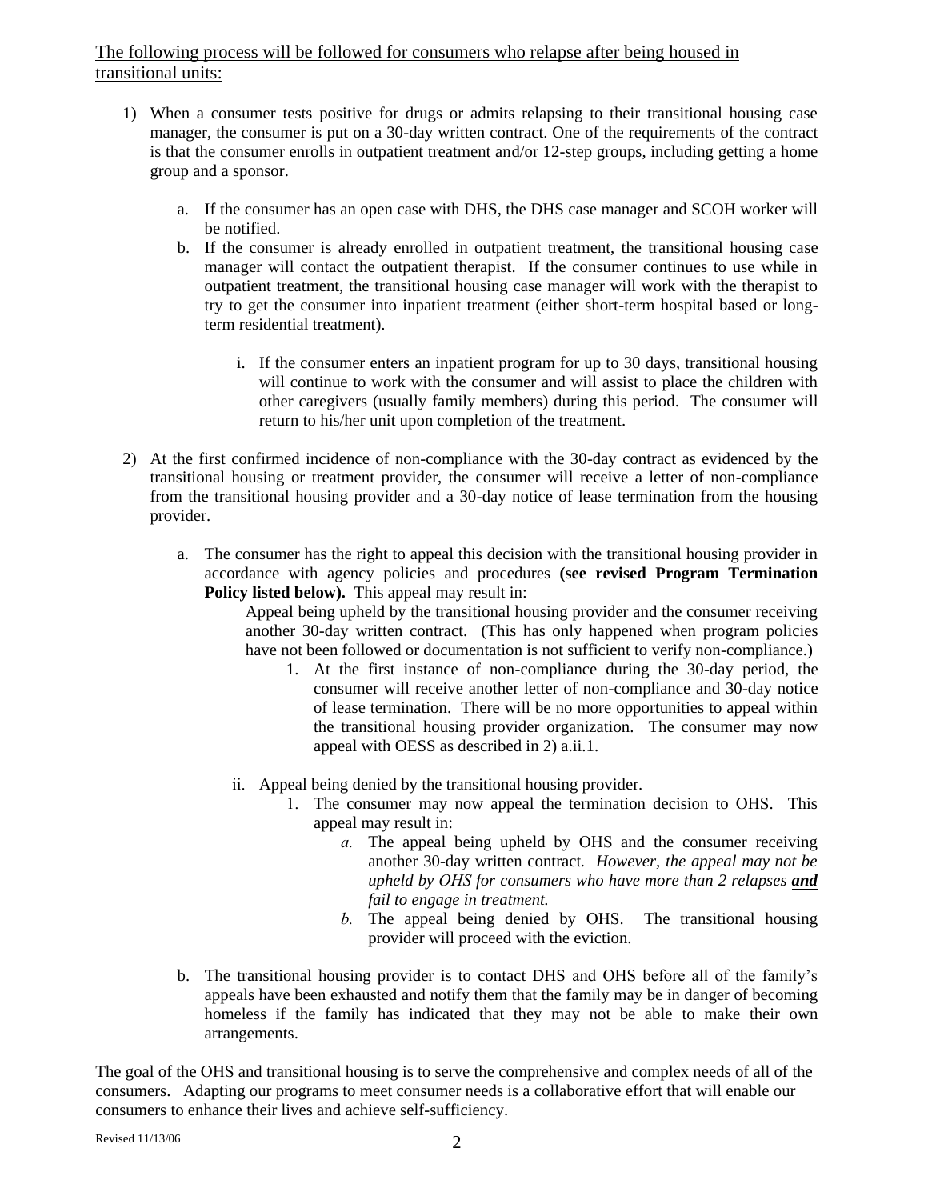<u>The following process will be followed for consumers who relapse after being housed in transitional units:</u>

1) When a consumer tests positive for drugs or admits relapsing to their transitional housing case manager, the consumer is put on a 30-day written contract. One of the requirements of the contract is that the consumer enrolls in outpatient treatment and/or 12-step groups, including getting a home group and a sponsor.

   a. If the consumer has an open case with DHS, the DHS case manager and SCOH worker will be notified.

   b. If the consumer is already enrolled in outpatient treatment, the transitional housing case manager will contact the outpatient therapist. If the consumer continues to use while in outpatient treatment, the transitional housing case manager will work with the therapist to try to get the consumer into inpatient treatment (either short-term hospital based or long-term residential treatment).

      i. If the consumer enters an inpatient program for up to 30 days, transitional housing will continue to work with the consumer and will assist to place the children with other caregivers (usually family members) during this period. The consumer will return to his/her unit upon completion of the treatment.

2) At the first confirmed incidence of non-compliance with the 30-day contract as evidenced by the transitional housing or treatment provider, the consumer will receive a letter of non-compliance from the transitional housing provider and a 30-day notice of lease termination from the housing provider.

   a. The consumer has the right to appeal this decision with the transitional housing provider in accordance with agency policies and procedures **(see revised Program Termination Policy listed below).** This appeal may result in:

      Appeal being upheld by the transitional housing provider and the consumer receiving another 30-day written contract. (This has only happened when program policies have not been followed or documentation is not sufficient to verify non-compliance.)

      1. At the first instance of non-compliance during the 30-day period, the consumer will receive another letter of non-compliance and 30-day notice of lease termination. There will be no more opportunities to appeal within the transitional housing provider organization. The consumer may now appeal with OESS as described in 2) a.ii.1.

      ii. Appeal being denied by the transitional housing provider.

         1. The consumer may now appeal the termination decision to OHS. This appeal may result in:

            *a.* The appeal being upheld by OHS and the consumer receiving another 30-day written contract. *However, the appeal may not be upheld by OHS for consumers who have more than 2 relapses **<u>and</u>** fail to engage in treatment.*

            *b.* The appeal being denied by OHS. The transitional housing provider will proceed with the eviction.

   b. The transitional housing provider is to contact DHS and OHS before all of the family's appeals have been exhausted and notify them that the family may be in danger of becoming homeless if the family has indicated that they may not be able to make their own arrangements.

The goal of the OHS and transitional housing is to serve the comprehensive and complex needs of all of the consumers. Adapting our programs to meet consumer needs is a collaborative effort that will enable our consumers to enhance their lives and achieve self-sufficiency.

Revised 11/13/06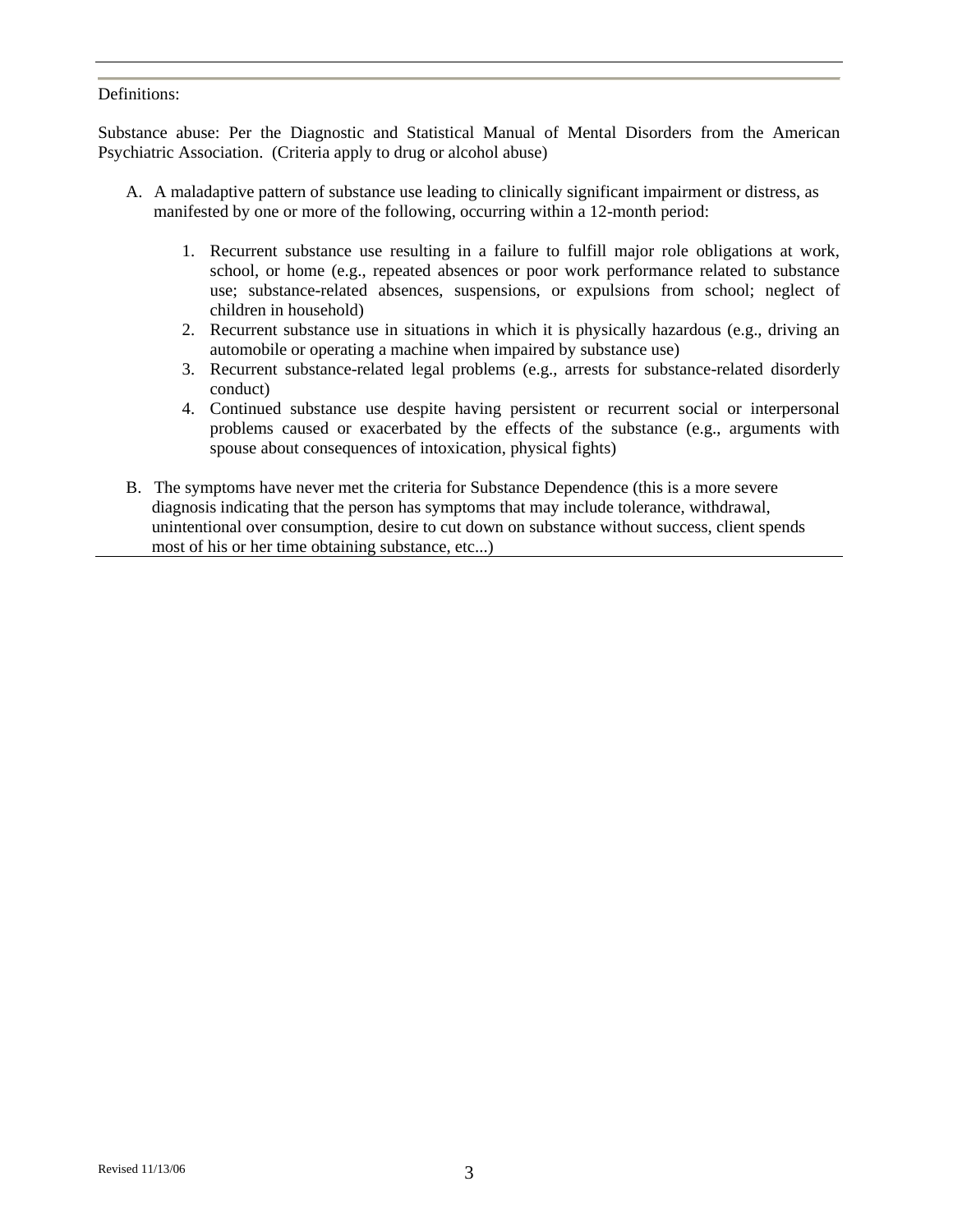Definitions:

Substance abuse: Per the Diagnostic and Statistical Manual of Mental Disorders from the American Psychiatric Association. (Criteria apply to drug or alcohol abuse)

A. A maladaptive pattern of substance use leading to clinically significant impairment or distress, as manifested by one or more of the following, occurring within a 12-month period:

    1. Recurrent substance use resulting in a failure to fulfill major role obligations at work, school, or home (e.g., repeated absences or poor work performance related to substance use; substance-related absences, suspensions, or expulsions from school; neglect of children in household)
    2. Recurrent substance use in situations in which it is physically hazardous (e.g., driving an automobile or operating a machine when impaired by substance use)
    3. Recurrent substance-related legal problems (e.g., arrests for substance-related disorderly conduct)
    4. Continued substance use despite having persistent or recurrent social or interpersonal problems caused or exacerbated by the effects of the substance (e.g., arguments with spouse about consequences of intoxication, physical fights)

B. The symptoms have never met the criteria for Substance Dependence (this is a more severe diagnosis indicating that the person has symptoms that may include tolerance, withdrawal, unintentional over consumption, desire to cut down on substance without success, client spends most of his or her time obtaining substance, etc...)

Revised 11/13/06